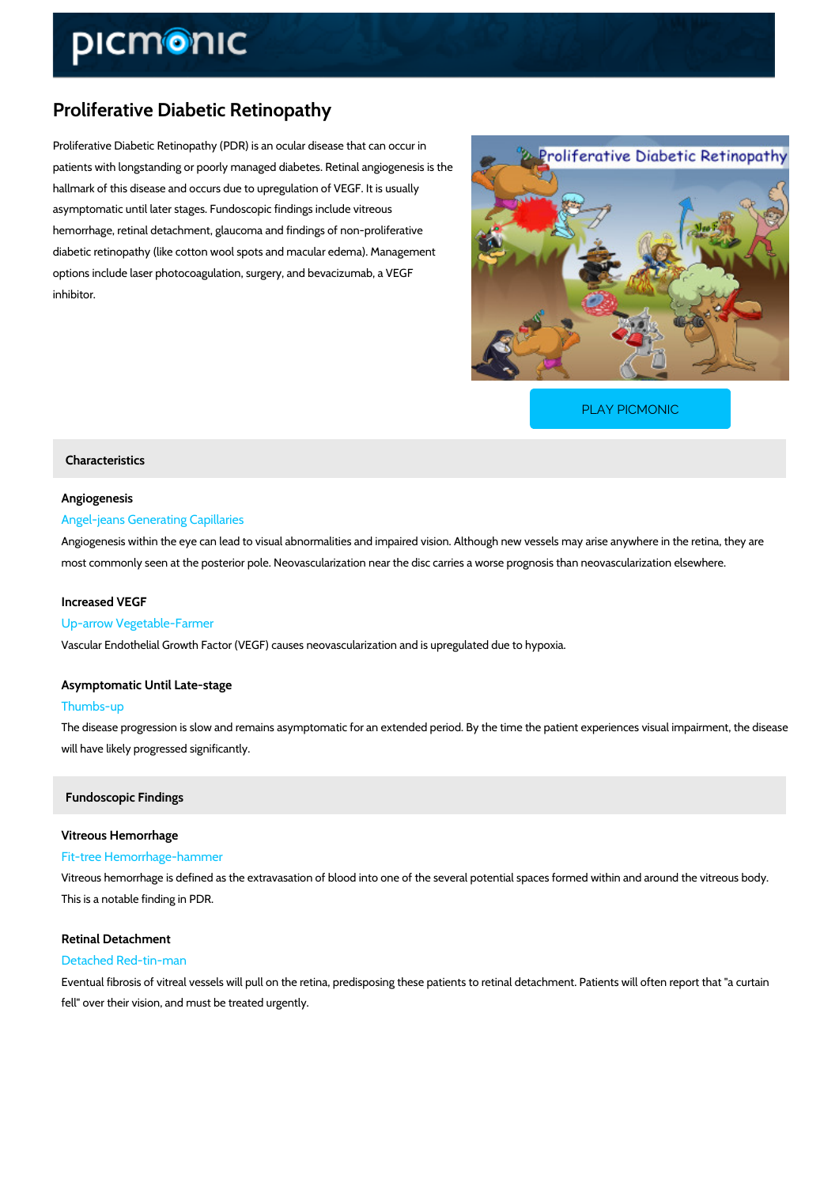# Proliferative Diabetic Retinopathy

Proliferative Diabetic Retinopathy (PDR) is an ocular disease that can occur in patients with longstanding or poorly managed diabetes. Retinal angiogenesis is the hallmark of this disease and occurs due to upregulation of VEGF. It is usually asymptomatic until later stages. Fundoscopic findings include vitreous hemorrhage, retinal detachment, glaucoma and findings of non-proliferative diabetic retinopathy (like cotton wool spots and macular edema). Management options include laser photocoagulation, surgery, and bevacizumab, a VEGF inhibitor.

PLAY PICMONIC

## Characteristics

### Angiogenesis

Angel-jeans Generating Capillaries

Angiogenesis within the eye can lead to visual abnormalities and impaired vision. Although new vessels may arise anywhere in the retina, they are most commonly seen at the posterior pole. Neovascularization near the disc carries a worse prognosis than neovascularization elsewhere.

### Increased VEGF

Up-arrow Vegetable-Farmer

Vascular Endothelial Growth Factor (VEGF) causes neovascularization and is upregulated due to hypoxia.

### Asymptomatic Until Late-stage

Thumbs-up

The disease progression is slow and remains asymptomatic for an extended period. By the time the patient experiences visual impairment, the disease will have likely progressed significantly.

## Fundoscopic Findings

### Vitreous Hemorrhage

Fit-tree Hemorrhage-hammer

Vitreous hemorrhage is defined as the extravasation of blood into one of the several potential spaces formed within and around the vitreous body. This is a notable finding in PDR.

### Retinal Detachment

Detached Red-tin-man

Eventual fibrosis of vitreal vessels will pull on the retina, predisposing these patients to retinal detachment. Patients will often report that "a curtain fell" over their vision, and must be treated urgently.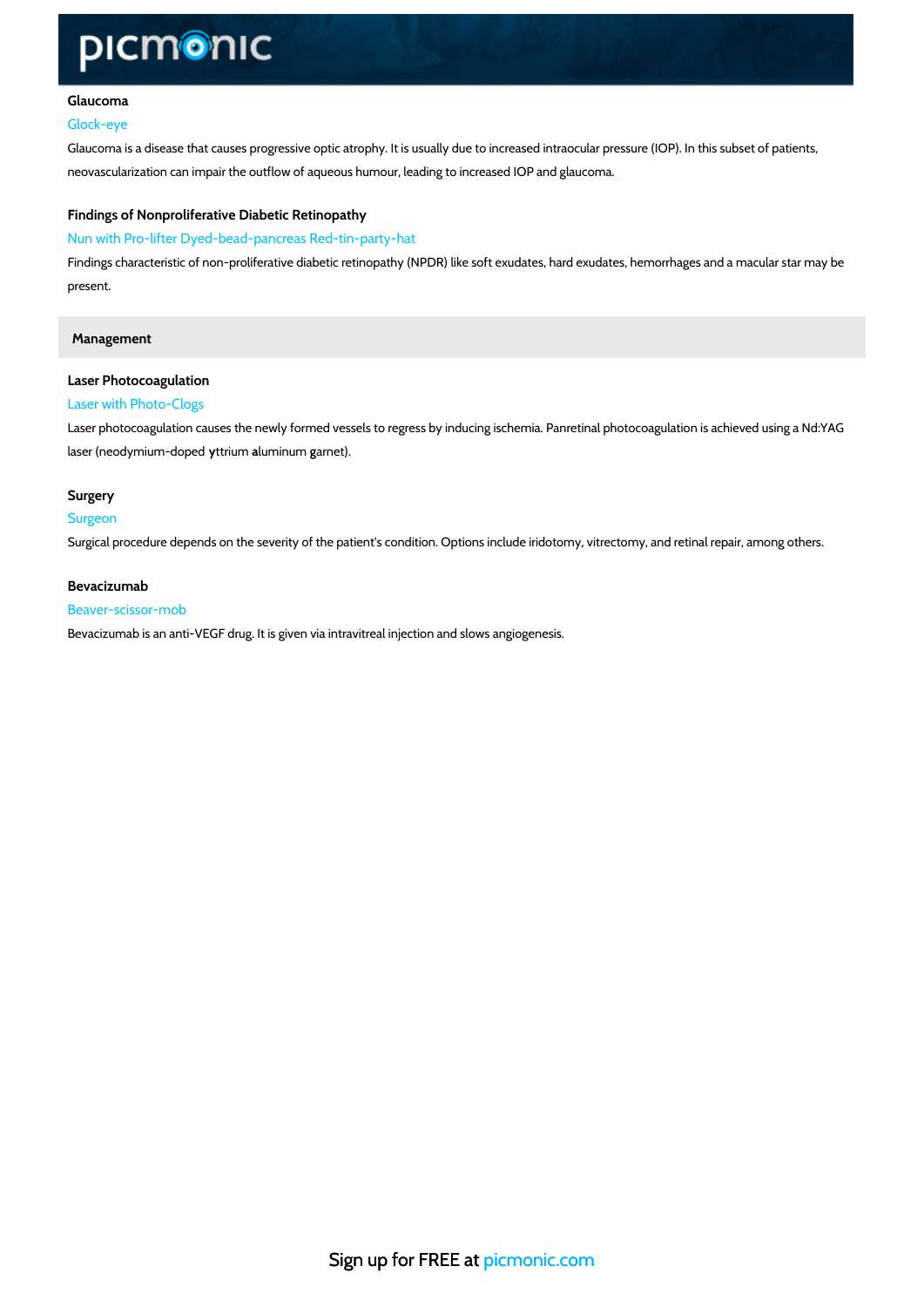### Glaucoma

Glock-eye

Glaucoma is a disease that causes progressive optic atrophy. It is usually due to increased intraocular pressure (IOP). In this subset of patients, neovascularization can impair the outflow of aqueous humour, leading to increased IOP and glaucoma.

### Findings of Nonproliferative Diabetic Retinopathy

Nun with Pro-lifter Dyed-bead-pancreas Red-tin-party-hat

Findings characteristic of non-proliferative diabetic retinopathy (NPDR) like soft exudates, hard exudates, hemorrhages and a macular star may be present.

## Management

### Laser Photocoagulation

Laser with Photo-Clogs

Laser photocoagulation causes the newly formed vessels to regress by inducing ischemia. Panretinal photocoagulation is achieved using a Nd:YAG laser (neodymium-doped **y**ttrium **a**luminum **g**arnet).

### Surgery

Surgeon

Surgical procedure depends on the severity of the patient's condition. Options include iridotomy, vitrectomy, and retinal repair, among others.

### Bevacizumab

Beaver-scissor-mob

Bevacizumab is an anti-VEGF drug. It is given via intravitreal injection and slows angiogenesis.